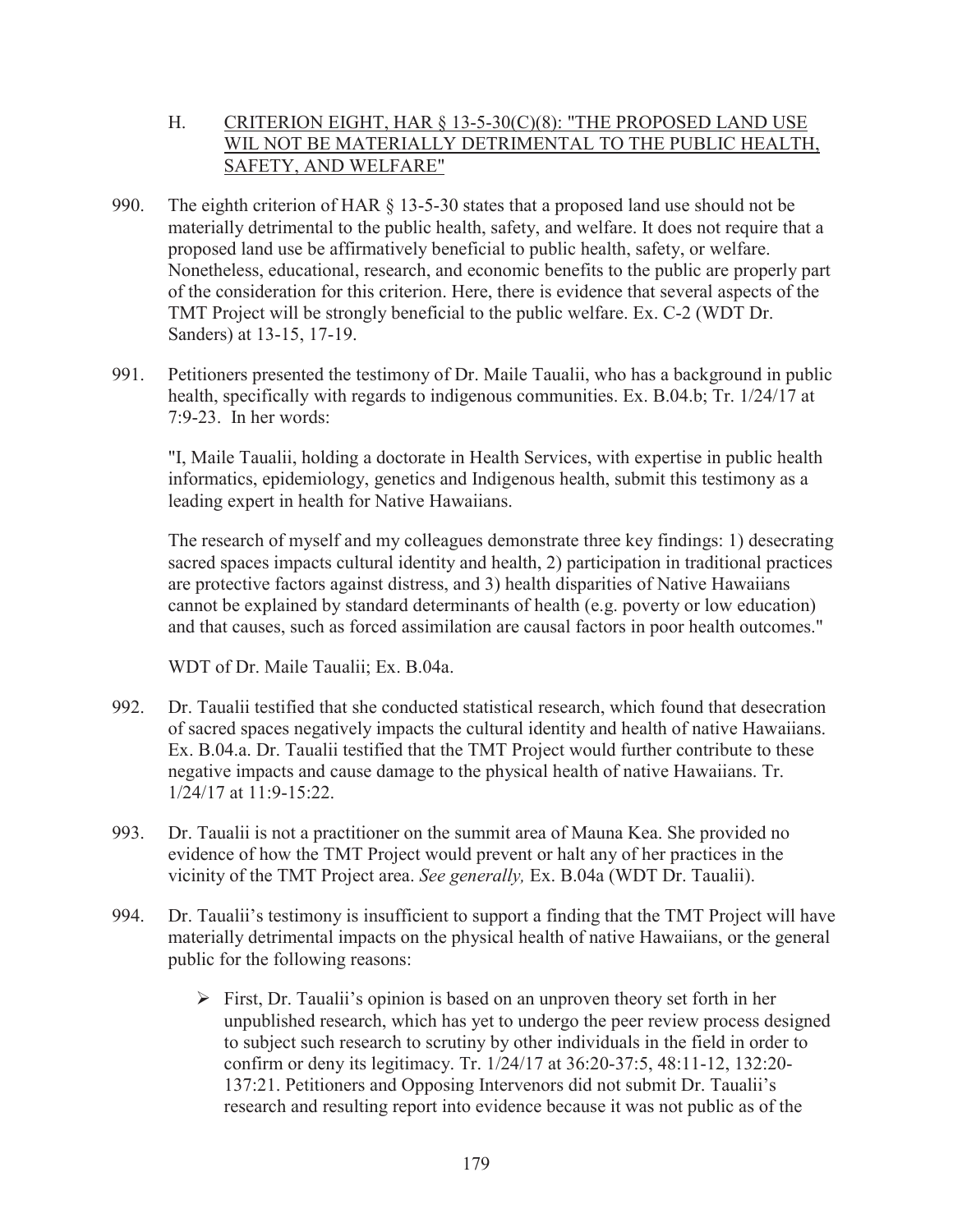### H. CRITERION EIGHT, HAR § 13-5-30(C)(8): "THE PROPOSED LAND USE WIL NOT BE MATERIALLY DETRIMENTAL TO THE PUBLIC HEALTH, SAFETY, AND WELFARE"

990. The eighth criterion of HAR § 13-5-30 states that a proposed land use should not be materially detrimental to the public health, safety, and welfare. It does not require that a proposed land use be affirmatively beneficial to public health, safety, or welfare. Nonetheless, educational, research, and economic benefits to the public are properly part of the consideration for this criterion. Here, there is evidence that several aspects of the TMT Project will be strongly beneficial to the public welfare. Ex. C-2 (WDT Dr. Sanders) at 13-15, 17-19.

991. Petitioners presented the testimony of Dr. Maile Taualii, who has a background in public health, specifically with regards to indigenous communities. Ex. B.04.b; Tr. 1/24/17 at 7:9-23. In her words:

   "I, Maile Taualii, holding a doctorate in Health Services, with expertise in public health informatics, epidemiology, genetics and Indigenous health, submit this testimony as a leading expert in health for Native Hawaiians.

   The research of myself and my colleagues demonstrate three key findings: 1) desecrating sacred spaces impacts cultural identity and health, 2) participation in traditional practices are protective factors against distress, and 3) health disparities of Native Hawaiians cannot be explained by standard determinants of health (e.g. poverty or low education) and that causes, such as forced assimilation are causal factors in poor health outcomes."

   WDT of Dr. Maile Taualii; Ex. B.04a.

992. Dr. Taualii testified that she conducted statistical research, which found that desecration of sacred spaces negatively impacts the cultural identity and health of native Hawaiians. Ex. B.04.a. Dr. Taualii testified that the TMT Project would further contribute to these negative impacts and cause damage to the physical health of native Hawaiians. Tr. 1/24/17 at 11:9-15:22.

993. Dr. Taualii is not a practitioner on the summit area of Mauna Kea. She provided no evidence of how the TMT Project would prevent or halt any of her practices in the vicinity of the TMT Project area. *See generally,* Ex. B.04a (WDT Dr. Taualii).

994. Dr. Taualii's testimony is insufficient to support a finding that the TMT Project will have materially detrimental impacts on the physical health of native Hawaiians, or the general public for the following reasons:

   - First, Dr. Taualii's opinion is based on an unproven theory set forth in her unpublished research, which has yet to undergo the peer review process designed to subject such research to scrutiny by other individuals in the field in order to confirm or deny its legitimacy. Tr. 1/24/17 at 36:20-37:5, 48:11-12, 132:20-137:21. Petitioners and Opposing Intervenors did not submit Dr. Taualii's research and resulting report into evidence because it was not public as of the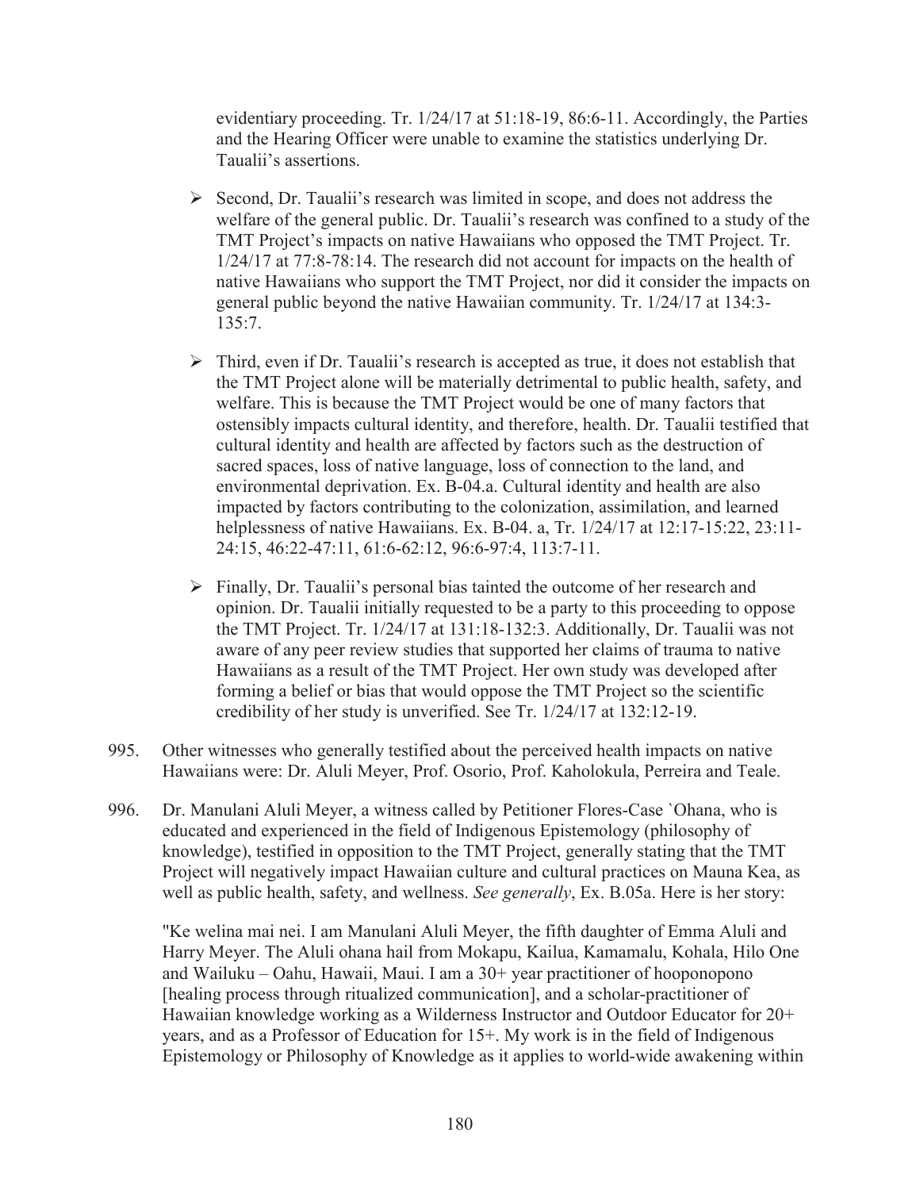evidentiary proceeding. Tr. 1/24/17 at 51:18-19, 86:6-11. Accordingly, the Parties and the Hearing Officer were unable to examine the statistics underlying Dr. Taualii's assertions.

- Second, Dr. Taualii's research was limited in scope, and does not address the welfare of the general public. Dr. Taualii's research was confined to a study of the TMT Project's impacts on native Hawaiians who opposed the TMT Project. Tr. 1/24/17 at 77:8-78:14. The research did not account for impacts on the health of native Hawaiians who support the TMT Project, nor did it consider the impacts on general public beyond the native Hawaiian community. Tr. 1/24/17 at 134:3-135:7.

- Third, even if Dr. Taualii's research is accepted as true, it does not establish that the TMT Project alone will be materially detrimental to public health, safety, and welfare. This is because the TMT Project would be one of many factors that ostensibly impacts cultural identity, and therefore, health. Dr. Taualii testified that cultural identity and health are affected by factors such as the destruction of sacred spaces, loss of native language, loss of connection to the land, and environmental deprivation. Ex. B-04.a. Cultural identity and health are also impacted by factors contributing to the colonization, assimilation, and learned helplessness of native Hawaiians. Ex. B-04. a, Tr. 1/24/17 at 12:17-15:22, 23:11-24:15, 46:22-47:11, 61:6-62:12, 96:6-97:4, 113:7-11.

- Finally, Dr. Taualii's personal bias tainted the outcome of her research and opinion. Dr. Taualii initially requested to be a party to this proceeding to oppose the TMT Project. Tr. 1/24/17 at 131:18-132:3. Additionally, Dr. Taualii was not aware of any peer review studies that supported her claims of trauma to native Hawaiians as a result of the TMT Project. Her own study was developed after forming a belief or bias that would oppose the TMT Project so the scientific credibility of her study is unverified. See Tr. 1/24/17 at 132:12-19.

995. Other witnesses who generally testified about the perceived health impacts on native Hawaiians were: Dr. Aluli Meyer, Prof. Osorio, Prof. Kaholokula, Perreira and Teale.

996. Dr. Manulani Aluli Meyer, a witness called by Petitioner Flores-Case `Ohana, who is educated and experienced in the field of Indigenous Epistemology (philosophy of knowledge), testified in opposition to the TMT Project, generally stating that the TMT Project will negatively impact Hawaiian culture and cultural practices on Mauna Kea, as well as public health, safety, and wellness. *See generally*, Ex. B.05a. Here is her story:

"Ke welina mai nei. I am Manulani Aluli Meyer, the fifth daughter of Emma Aluli and Harry Meyer. The Aluli ohana hail from Mokapu, Kailua, Kamamalu, Kohala, Hilo One and Wailuku – Oahu, Hawaii, Maui. I am a 30+ year practitioner of hooponopono [healing process through ritualized communication], and a scholar-practitioner of Hawaiian knowledge working as a Wilderness Instructor and Outdoor Educator for 20+ years, and as a Professor of Education for 15+. My work is in the field of Indigenous Epistemology or Philosophy of Knowledge as it applies to world-wide awakening within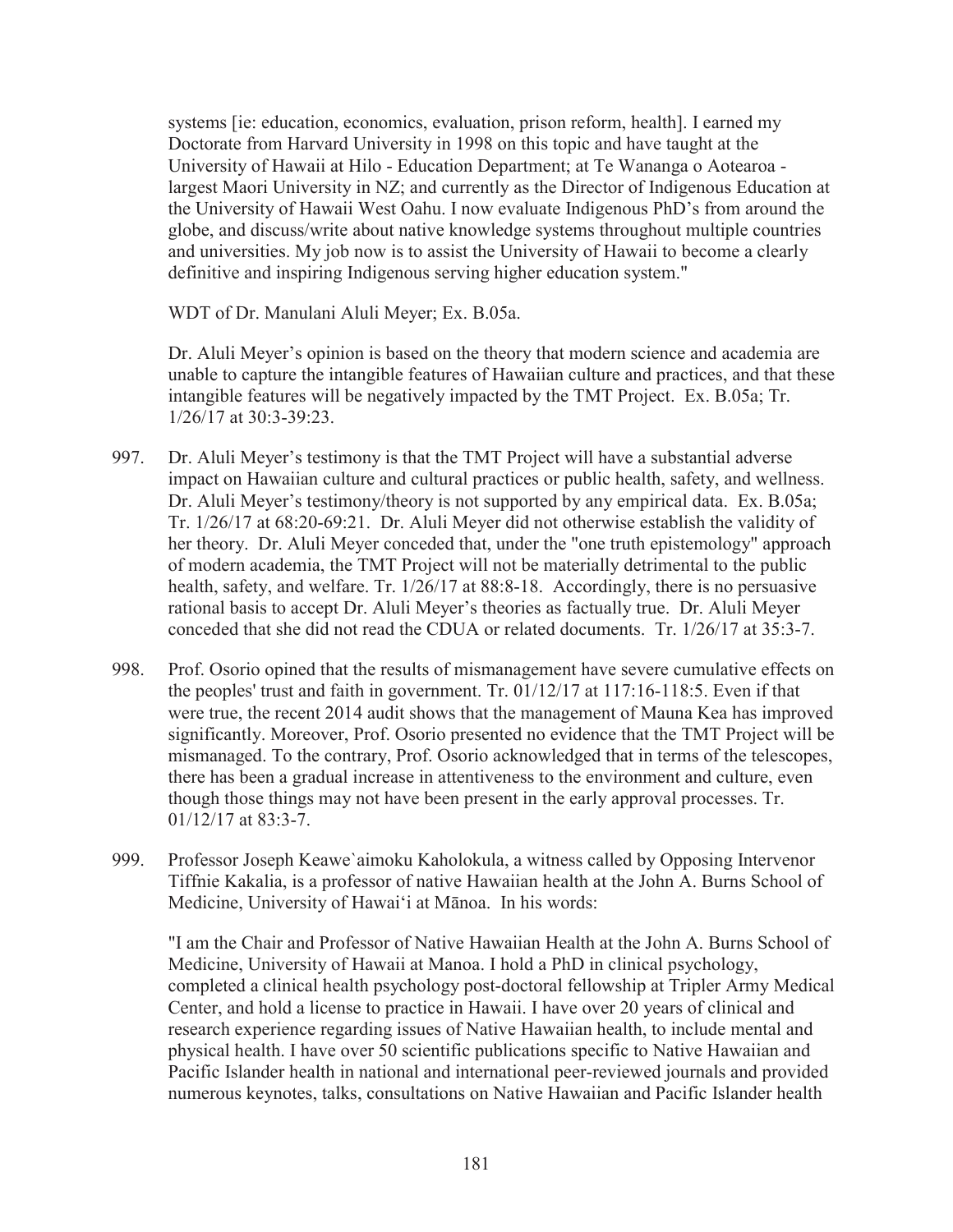systems [ie: education, economics, evaluation, prison reform, health]. I earned my Doctorate from Harvard University in 1998 on this topic and have taught at the University of Hawaii at Hilo - Education Department; at Te Wananga o Aotearoa - largest Maori University in NZ; and currently as the Director of Indigenous Education at the University of Hawaii West Oahu. I now evaluate Indigenous PhD's from around the globe, and discuss/write about native knowledge systems throughout multiple countries and universities. My job now is to assist the University of Hawaii to become a clearly definitive and inspiring Indigenous serving higher education system."

WDT of Dr. Manulani Aluli Meyer; Ex. B.05a.

Dr. Aluli Meyer's opinion is based on the theory that modern science and academia are unable to capture the intangible features of Hawaiian culture and practices, and that these intangible features will be negatively impacted by the TMT Project. Ex. B.05a; Tr. 1/26/17 at 30:3-39:23.

997. Dr. Aluli Meyer's testimony is that the TMT Project will have a substantial adverse impact on Hawaiian culture and cultural practices or public health, safety, and wellness. Dr. Aluli Meyer's testimony/theory is not supported by any empirical data. Ex. B.05a; Tr. 1/26/17 at 68:20-69:21. Dr. Aluli Meyer did not otherwise establish the validity of her theory. Dr. Aluli Meyer conceded that, under the "one truth epistemology" approach of modern academia, the TMT Project will not be materially detrimental to the public health, safety, and welfare. Tr. 1/26/17 at 88:8-18. Accordingly, there is no persuasive rational basis to accept Dr. Aluli Meyer's theories as factually true. Dr. Aluli Meyer conceded that she did not read the CDUA or related documents. Tr. 1/26/17 at 35:3-7.

998. Prof. Osorio opined that the results of mismanagement have severe cumulative effects on the peoples' trust and faith in government. Tr. 01/12/17 at 117:16-118:5. Even if that were true, the recent 2014 audit shows that the management of Mauna Kea has improved significantly. Moreover, Prof. Osorio presented no evidence that the TMT Project will be mismanaged. To the contrary, Prof. Osorio acknowledged that in terms of the telescopes, there has been a gradual increase in attentiveness to the environment and culture, even though those things may not have been present in the early approval processes. Tr. 01/12/17 at 83:3-7.

999. Professor Joseph Keawe`aimoku Kaholokula, a witness called by Opposing Intervenor Tiffnie Kakalia, is a professor of native Hawaiian health at the John A. Burns School of Medicine, University of Hawaiʻi at Mānoa. In his words:

"I am the Chair and Professor of Native Hawaiian Health at the John A. Burns School of Medicine, University of Hawaii at Manoa. I hold a PhD in clinical psychology, completed a clinical health psychology post-doctoral fellowship at Tripler Army Medical Center, and hold a license to practice in Hawaii. I have over 20 years of clinical and research experience regarding issues of Native Hawaiian health, to include mental and physical health. I have over 50 scientific publications specific to Native Hawaiian and Pacific Islander health in national and international peer-reviewed journals and provided numerous keynotes, talks, consultations on Native Hawaiian and Pacific Islander health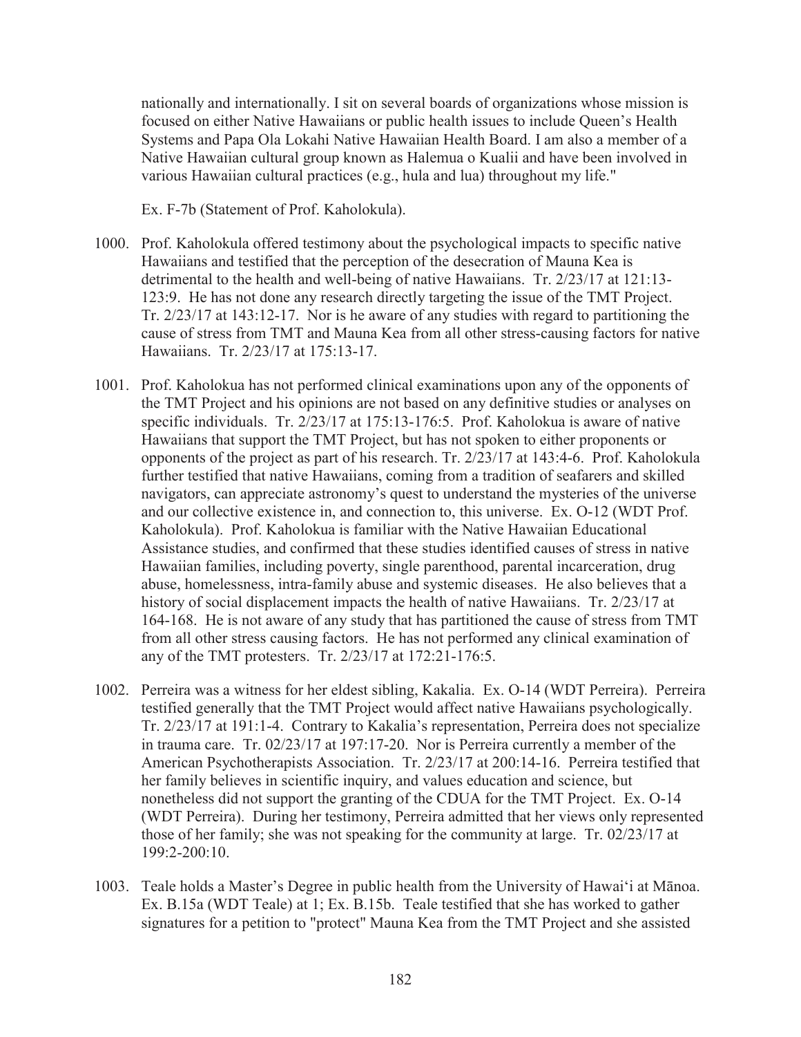nationally and internationally. I sit on several boards of organizations whose mission is focused on either Native Hawaiians or public health issues to include Queen's Health Systems and Papa Ola Lokahi Native Hawaiian Health Board. I am also a member of a Native Hawaiian cultural group known as Halemua o Kualii and have been involved in various Hawaiian cultural practices (e.g., hula and lua) throughout my life."

Ex. F-7b (Statement of Prof. Kaholokula).

1000. Prof. Kaholokula offered testimony about the psychological impacts to specific native Hawaiians and testified that the perception of the desecration of Mauna Kea is detrimental to the health and well-being of native Hawaiians. Tr. 2/23/17 at 121:13-123:9. He has not done any research directly targeting the issue of the TMT Project. Tr. 2/23/17 at 143:12-17. Nor is he aware of any studies with regard to partitioning the cause of stress from TMT and Mauna Kea from all other stress-causing factors for native Hawaiians. Tr. 2/23/17 at 175:13-17.

1001. Prof. Kaholokua has not performed clinical examinations upon any of the opponents of the TMT Project and his opinions are not based on any definitive studies or analyses on specific individuals. Tr. 2/23/17 at 175:13-176:5. Prof. Kaholokua is aware of native Hawaiians that support the TMT Project, but has not spoken to either proponents or opponents of the project as part of his research. Tr. 2/23/17 at 143:4-6. Prof. Kaholokula further testified that native Hawaiians, coming from a tradition of seafarers and skilled navigators, can appreciate astronomy's quest to understand the mysteries of the universe and our collective existence in, and connection to, this universe. Ex. O-12 (WDT Prof. Kaholokula). Prof. Kaholokua is familiar with the Native Hawaiian Educational Assistance studies, and confirmed that these studies identified causes of stress in native Hawaiian families, including poverty, single parenthood, parental incarceration, drug abuse, homelessness, intra-family abuse and systemic diseases. He also believes that a history of social displacement impacts the health of native Hawaiians. Tr. 2/23/17 at 164-168. He is not aware of any study that has partitioned the cause of stress from TMT from all other stress causing factors. He has not performed any clinical examination of any of the TMT protesters. Tr. 2/23/17 at 172:21-176:5.

1002. Perreira was a witness for her eldest sibling, Kakalia. Ex. O-14 (WDT Perreira). Perreira testified generally that the TMT Project would affect native Hawaiians psychologically. Tr. 2/23/17 at 191:1-4. Contrary to Kakalia's representation, Perreira does not specialize in trauma care. Tr. 02/23/17 at 197:17-20. Nor is Perreira currently a member of the American Psychotherapists Association. Tr. 2/23/17 at 200:14-16. Perreira testified that her family believes in scientific inquiry, and values education and science, but nonetheless did not support the granting of the CDUA for the TMT Project. Ex. O-14 (WDT Perreira). During her testimony, Perreira admitted that her views only represented those of her family; she was not speaking for the community at large. Tr. 02/23/17 at 199:2-200:10.

1003. Teale holds a Master's Degree in public health from the University of Hawaiʻi at Mānoa. Ex. B.15a (WDT Teale) at 1; Ex. B.15b. Teale testified that she has worked to gather signatures for a petition to "protect" Mauna Kea from the TMT Project and she assisted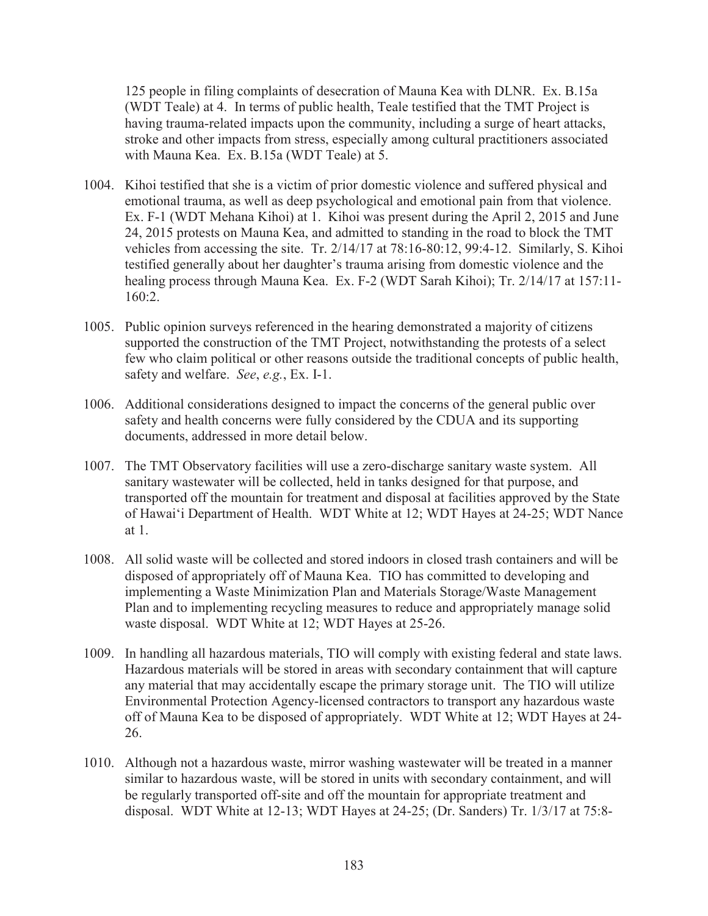125 people in filing complaints of desecration of Mauna Kea with DLNR. Ex. B.15a (WDT Teale) at 4. In terms of public health, Teale testified that the TMT Project is having trauma-related impacts upon the community, including a surge of heart attacks, stroke and other impacts from stress, especially among cultural practitioners associated with Mauna Kea. Ex. B.15a (WDT Teale) at 5.

1004. Kihoi testified that she is a victim of prior domestic violence and suffered physical and emotional trauma, as well as deep psychological and emotional pain from that violence. Ex. F-1 (WDT Mehana Kihoi) at 1. Kihoi was present during the April 2, 2015 and June 24, 2015 protests on Mauna Kea, and admitted to standing in the road to block the TMT vehicles from accessing the site. Tr. 2/14/17 at 78:16-80:12, 99:4-12. Similarly, S. Kihoi testified generally about her daughter's trauma arising from domestic violence and the healing process through Mauna Kea. Ex. F-2 (WDT Sarah Kihoi); Tr. 2/14/17 at 157:11-160:2.

1005. Public opinion surveys referenced in the hearing demonstrated a majority of citizens supported the construction of the TMT Project, notwithstanding the protests of a select few who claim political or other reasons outside the traditional concepts of public health, safety and welfare. *See*, *e.g.*, Ex. I-1.

1006. Additional considerations designed to impact the concerns of the general public over safety and health concerns were fully considered by the CDUA and its supporting documents, addressed in more detail below.

1007. The TMT Observatory facilities will use a zero-discharge sanitary waste system. All sanitary wastewater will be collected, held in tanks designed for that purpose, and transported off the mountain for treatment and disposal at facilities approved by the State of Hawai'i Department of Health. WDT White at 12; WDT Hayes at 24-25; WDT Nance at 1.

1008. All solid waste will be collected and stored indoors in closed trash containers and will be disposed of appropriately off of Mauna Kea. TIO has committed to developing and implementing a Waste Minimization Plan and Materials Storage/Waste Management Plan and to implementing recycling measures to reduce and appropriately manage solid waste disposal. WDT White at 12; WDT Hayes at 25-26.

1009. In handling all hazardous materials, TIO will comply with existing federal and state laws. Hazardous materials will be stored in areas with secondary containment that will capture any material that may accidentally escape the primary storage unit. The TIO will utilize Environmental Protection Agency-licensed contractors to transport any hazardous waste off of Mauna Kea to be disposed of appropriately. WDT White at 12; WDT Hayes at 24-26.

1010. Although not a hazardous waste, mirror washing wastewater will be treated in a manner similar to hazardous waste, will be stored in units with secondary containment, and will be regularly transported off-site and off the mountain for appropriate treatment and disposal. WDT White at 12-13; WDT Hayes at 24-25; (Dr. Sanders) Tr. 1/3/17 at 75:8-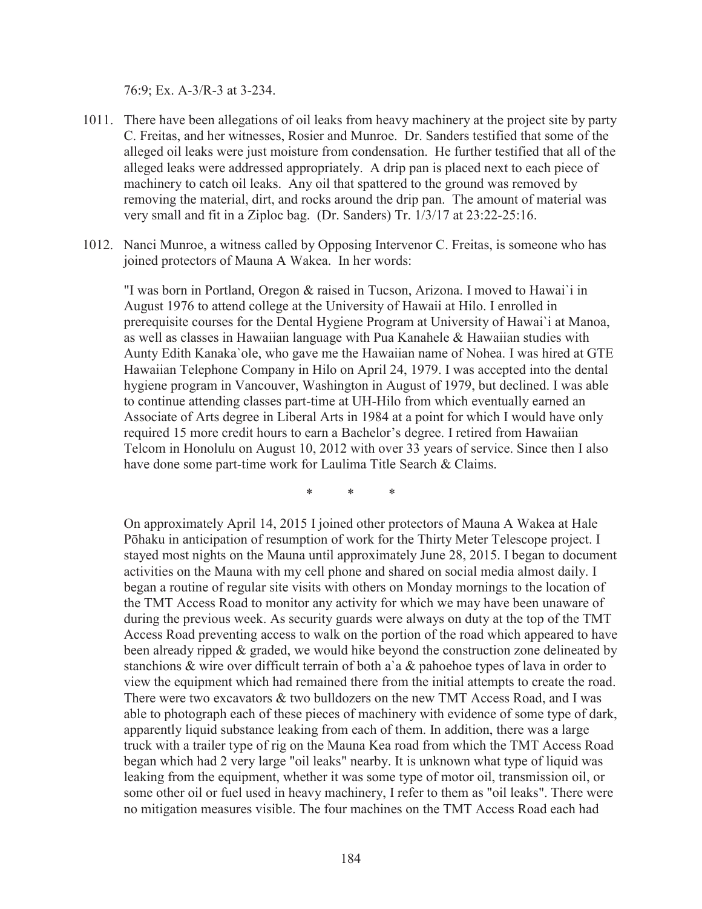76:9; Ex. A-3/R-3 at 3-234.

1011. There have been allegations of oil leaks from heavy machinery at the project site by party C. Freitas, and her witnesses, Rosier and Munroe. Dr. Sanders testified that some of the alleged oil leaks were just moisture from condensation. He further testified that all of the alleged leaks were addressed appropriately. A drip pan is placed next to each piece of machinery to catch oil leaks. Any oil that spattered to the ground was removed by removing the material, dirt, and rocks around the drip pan. The amount of material was very small and fit in a Ziploc bag. (Dr. Sanders) Tr. 1/3/17 at 23:22-25:16.

1012. Nanci Munroe, a witness called by Opposing Intervenor C. Freitas, is someone who has joined protectors of Mauna A Wakea. In her words:

> "I was born in Portland, Oregon & raised in Tucson, Arizona. I moved to Hawai`i in August 1976 to attend college at the University of Hawaii at Hilo. I enrolled in prerequisite courses for the Dental Hygiene Program at University of Hawai`i at Manoa, as well as classes in Hawaiian language with Pua Kanahele & Hawaiian studies with Aunty Edith Kanaka`ole, who gave me the Hawaiian name of Nohea. I was hired at GTE Hawaiian Telephone Company in Hilo on April 24, 1979. I was accepted into the dental hygiene program in Vancouver, Washington in August of 1979, but declined. I was able to continue attending classes part-time at UH-Hilo from which eventually earned an Associate of Arts degree in Liberal Arts in 1984 at a point for which I would have only required 15 more credit hours to earn a Bachelor's degree. I retired from Hawaiian Telcom in Honolulu on August 10, 2012 with over 33 years of service. Since then I also have done some part-time work for Laulima Title Search & Claims.
>
> \* \* \*
>
> On approximately April 14, 2015 I joined other protectors of Mauna A Wakea at Hale Pōhaku in anticipation of resumption of work for the Thirty Meter Telescope project. I stayed most nights on the Mauna until approximately June 28, 2015. I began to document activities on the Mauna with my cell phone and shared on social media almost daily. I began a routine of regular site visits with others on Monday mornings to the location of the TMT Access Road to monitor any activity for which we may have been unaware of during the previous week. As security guards were always on duty at the top of the TMT Access Road preventing access to walk on the portion of the road which appeared to have been already ripped & graded, we would hike beyond the construction zone delineated by stanchions & wire over difficult terrain of both a`a & pahoehoe types of lava in order to view the equipment which had remained there from the initial attempts to create the road. There were two excavators & two bulldozers on the new TMT Access Road, and I was able to photograph each of these pieces of machinery with evidence of some type of dark, apparently liquid substance leaking from each of them. In addition, there was a large truck with a trailer type of rig on the Mauna Kea road from which the TMT Access Road began which had 2 very large "oil leaks" nearby. It is unknown what type of liquid was leaking from the equipment, whether it was some type of motor oil, transmission oil, or some other oil or fuel used in heavy machinery, I refer to them as "oil leaks". There were no mitigation measures visible. The four machines on the TMT Access Road each had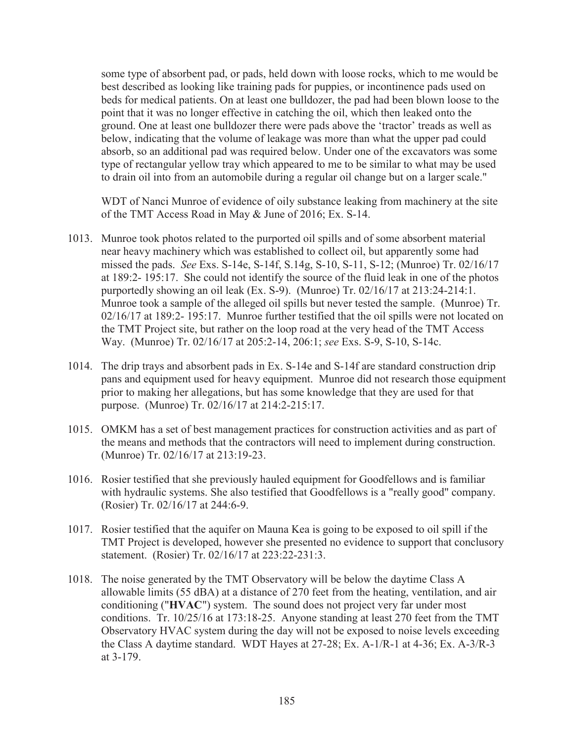some type of absorbent pad, or pads, held down with loose rocks, which to me would be best described as looking like training pads for puppies, or incontinence pads used on beds for medical patients. On at least one bulldozer, the pad had been blown loose to the point that it was no longer effective in catching the oil, which then leaked onto the ground. One at least one bulldozer there were pads above the 'tractor' treads as well as below, indicating that the volume of leakage was more than what the upper pad could absorb, so an additional pad was required below. Under one of the excavators was some type of rectangular yellow tray which appeared to me to be similar to what may be used to drain oil into from an automobile during a regular oil change but on a larger scale."

WDT of Nanci Munroe of evidence of oily substance leaking from machinery at the site of the TMT Access Road in May & June of 2016; Ex. S-14.

1013. Munroe took photos related to the purported oil spills and of some absorbent material near heavy machinery which was established to collect oil, but apparently some had missed the pads. *See* Exs. S-14e, S-14f, S.14g, S-10, S-11, S-12; (Munroe) Tr. 02/16/17 at 189:2- 195:17. She could not identify the source of the fluid leak in one of the photos purportedly showing an oil leak (Ex. S-9). (Munroe) Tr. 02/16/17 at 213:24-214:1. Munroe took a sample of the alleged oil spills but never tested the sample. (Munroe) Tr. 02/16/17 at 189:2- 195:17. Munroe further testified that the oil spills were not located on the TMT Project site, but rather on the loop road at the very head of the TMT Access Way. (Munroe) Tr. 02/16/17 at 205:2-14, 206:1; *see* Exs. S-9, S-10, S-14c.

1014. The drip trays and absorbent pads in Ex. S-14e and S-14f are standard construction drip pans and equipment used for heavy equipment. Munroe did not research those equipment prior to making her allegations, but has some knowledge that they are used for that purpose. (Munroe) Tr. 02/16/17 at 214:2-215:17.

1015. OMKM has a set of best management practices for construction activities and as part of the means and methods that the contractors will need to implement during construction. (Munroe) Tr. 02/16/17 at 213:19-23.

1016. Rosier testified that she previously hauled equipment for Goodfellows and is familiar with hydraulic systems. She also testified that Goodfellows is a "really good" company. (Rosier) Tr. 02/16/17 at 244:6-9.

1017. Rosier testified that the aquifer on Mauna Kea is going to be exposed to oil spill if the TMT Project is developed, however she presented no evidence to support that conclusory statement. (Rosier) Tr. 02/16/17 at 223:22-231:3.

1018. The noise generated by the TMT Observatory will be below the daytime Class A allowable limits (55 dBA) at a distance of 270 feet from the heating, ventilation, and air conditioning ("**HVAC**") system. The sound does not project very far under most conditions. Tr. 10/25/16 at 173:18-25. Anyone standing at least 270 feet from the TMT Observatory HVAC system during the day will not be exposed to noise levels exceeding the Class A daytime standard. WDT Hayes at 27-28; Ex. A-1/R-1 at 4-36; Ex. A-3/R-3 at 3-179.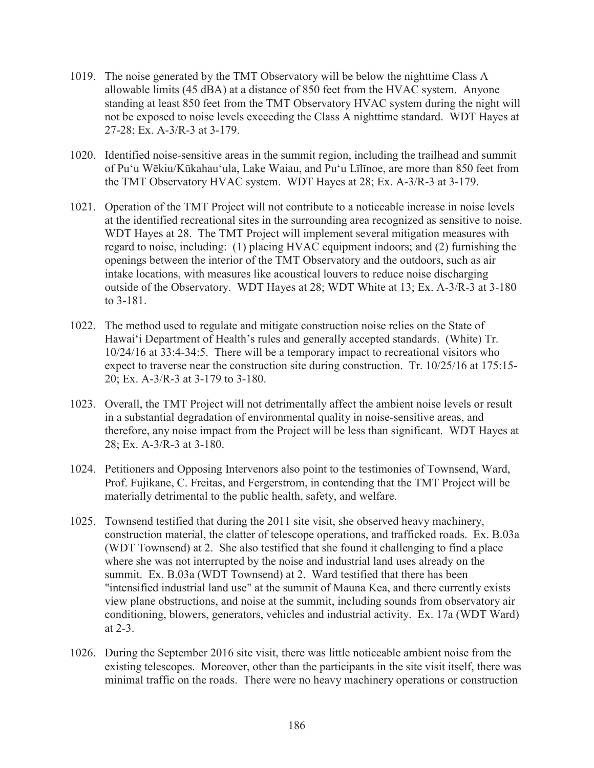1019. The noise generated by the TMT Observatory will be below the nighttime Class A allowable limits (45 dBA) at a distance of 850 feet from the HVAC system. Anyone standing at least 850 feet from the TMT Observatory HVAC system during the night will not be exposed to noise levels exceeding the Class A nighttime standard. WDT Hayes at 27-28; Ex. A-3/R-3 at 3-179.

1020. Identified noise-sensitive areas in the summit region, including the trailhead and summit of Puʻu Wēkiu/Kūkahauʻula, Lake Waiau, and Puʻu Līlīnoe, are more than 850 feet from the TMT Observatory HVAC system. WDT Hayes at 28; Ex. A-3/R-3 at 3-179.

1021. Operation of the TMT Project will not contribute to a noticeable increase in noise levels at the identified recreational sites in the surrounding area recognized as sensitive to noise. WDT Hayes at 28. The TMT Project will implement several mitigation measures with regard to noise, including: (1) placing HVAC equipment indoors; and (2) furnishing the openings between the interior of the TMT Observatory and the outdoors, such as air intake locations, with measures like acoustical louvers to reduce noise discharging outside of the Observatory. WDT Hayes at 28; WDT White at 13; Ex. A-3/R-3 at 3-180 to 3-181.

1022. The method used to regulate and mitigate construction noise relies on the State of Hawaiʻi Department of Health's rules and generally accepted standards. (White) Tr. 10/24/16 at 33:4-34:5. There will be a temporary impact to recreational visitors who expect to traverse near the construction site during construction. Tr. 10/25/16 at 175:15-20; Ex. A-3/R-3 at 3-179 to 3-180.

1023. Overall, the TMT Project will not detrimentally affect the ambient noise levels or result in a substantial degradation of environmental quality in noise-sensitive areas, and therefore, any noise impact from the Project will be less than significant. WDT Hayes at 28; Ex. A-3/R-3 at 3-180.

1024. Petitioners and Opposing Intervenors also point to the testimonies of Townsend, Ward, Prof. Fujikane, C. Freitas, and Fergerstrom, in contending that the TMT Project will be materially detrimental to the public health, safety, and welfare.

1025. Townsend testified that during the 2011 site visit, she observed heavy machinery, construction material, the clatter of telescope operations, and trafficked roads. Ex. B.03a (WDT Townsend) at 2. She also testified that she found it challenging to find a place where she was not interrupted by the noise and industrial land uses already on the summit. Ex. B.03a (WDT Townsend) at 2. Ward testified that there has been "intensified industrial land use" at the summit of Mauna Kea, and there currently exists view plane obstructions, and noise at the summit, including sounds from observatory air conditioning, blowers, generators, vehicles and industrial activity. Ex. 17a (WDT Ward) at 2-3.

1026. During the September 2016 site visit, there was little noticeable ambient noise from the existing telescopes. Moreover, other than the participants in the site visit itself, there was minimal traffic on the roads. There were no heavy machinery operations or construction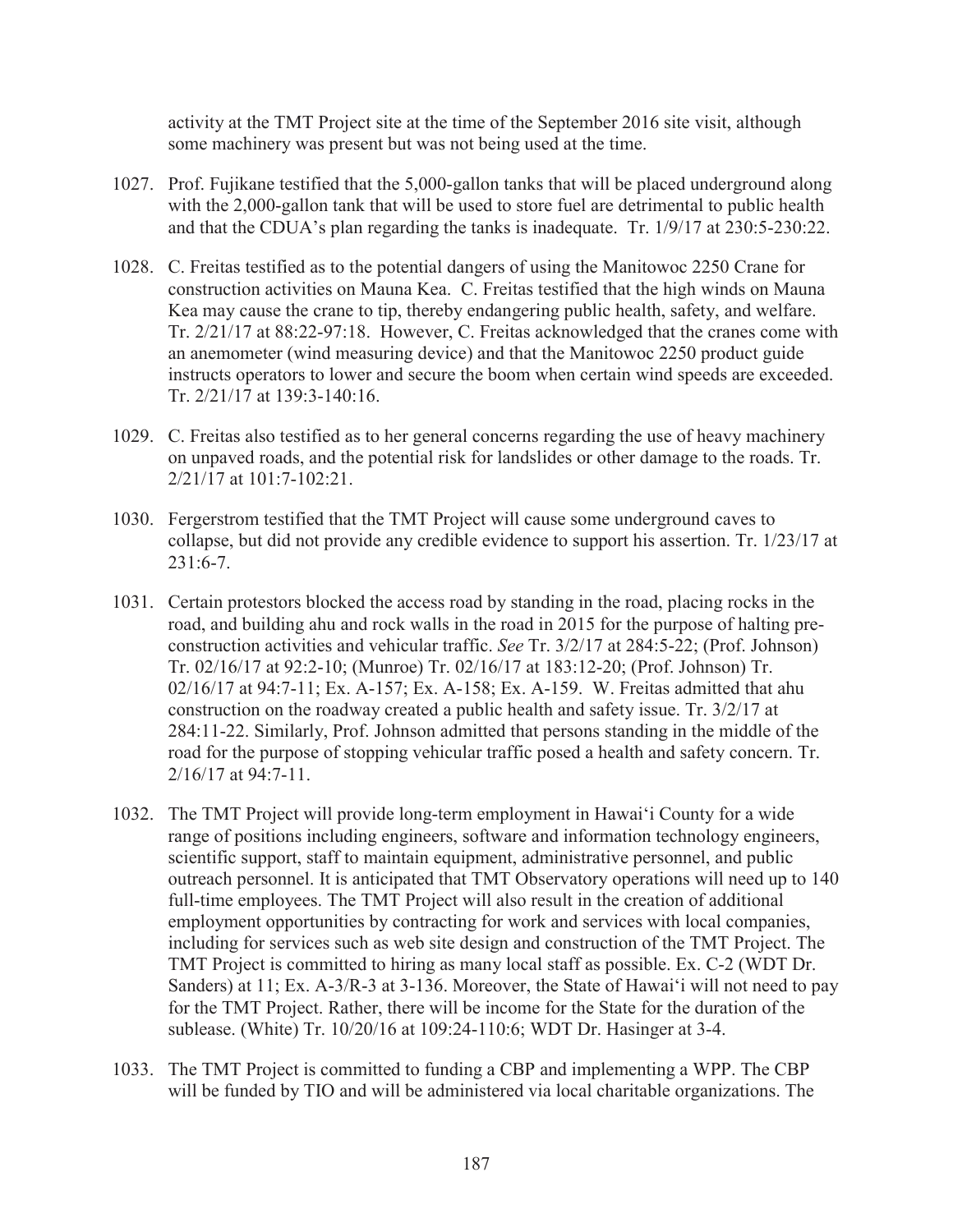activity at the TMT Project site at the time of the September 2016 site visit, although some machinery was present but was not being used at the time.

1027. Prof. Fujikane testified that the 5,000-gallon tanks that will be placed underground along with the 2,000-gallon tank that will be used to store fuel are detrimental to public health and that the CDUA's plan regarding the tanks is inadequate. Tr. 1/9/17 at 230:5-230:22.

1028. C. Freitas testified as to the potential dangers of using the Manitowoc 2250 Crane for construction activities on Mauna Kea. C. Freitas testified that the high winds on Mauna Kea may cause the crane to tip, thereby endangering public health, safety, and welfare. Tr. 2/21/17 at 88:22-97:18. However, C. Freitas acknowledged that the cranes come with an anemometer (wind measuring device) and that the Manitowoc 2250 product guide instructs operators to lower and secure the boom when certain wind speeds are exceeded. Tr. 2/21/17 at 139:3-140:16.

1029. C. Freitas also testified as to her general concerns regarding the use of heavy machinery on unpaved roads, and the potential risk for landslides or other damage to the roads. Tr. 2/21/17 at 101:7-102:21.

1030. Fergerstrom testified that the TMT Project will cause some underground caves to collapse, but did not provide any credible evidence to support his assertion. Tr. 1/23/17 at 231:6-7.

1031. Certain protestors blocked the access road by standing in the road, placing rocks in the road, and building ahu and rock walls in the road in 2015 for the purpose of halting pre-construction activities and vehicular traffic. *See* Tr. 3/2/17 at 284:5-22; (Prof. Johnson) Tr. 02/16/17 at 92:2-10; (Munroe) Tr. 02/16/17 at 183:12-20; (Prof. Johnson) Tr. 02/16/17 at 94:7-11; Ex. A-157; Ex. A-158; Ex. A-159. W. Freitas admitted that ahu construction on the roadway created a public health and safety issue. Tr. 3/2/17 at 284:11-22. Similarly, Prof. Johnson admitted that persons standing in the middle of the road for the purpose of stopping vehicular traffic posed a health and safety concern. Tr. 2/16/17 at 94:7-11.

1032. The TMT Project will provide long-term employment in Hawaiʻi County for a wide range of positions including engineers, software and information technology engineers, scientific support, staff to maintain equipment, administrative personnel, and public outreach personnel. It is anticipated that TMT Observatory operations will need up to 140 full-time employees. The TMT Project will also result in the creation of additional employment opportunities by contracting for work and services with local companies, including for services such as web site design and construction of the TMT Project. The TMT Project is committed to hiring as many local staff as possible. Ex. C-2 (WDT Dr. Sanders) at 11; Ex. A-3/R-3 at 3-136. Moreover, the State of Hawaiʻi will not need to pay for the TMT Project. Rather, there will be income for the State for the duration of the sublease. (White) Tr. 10/20/16 at 109:24-110:6; WDT Dr. Hasinger at 3-4.

1033. The TMT Project is committed to funding a CBP and implementing a WPP. The CBP will be funded by TIO and will be administered via local charitable organizations. The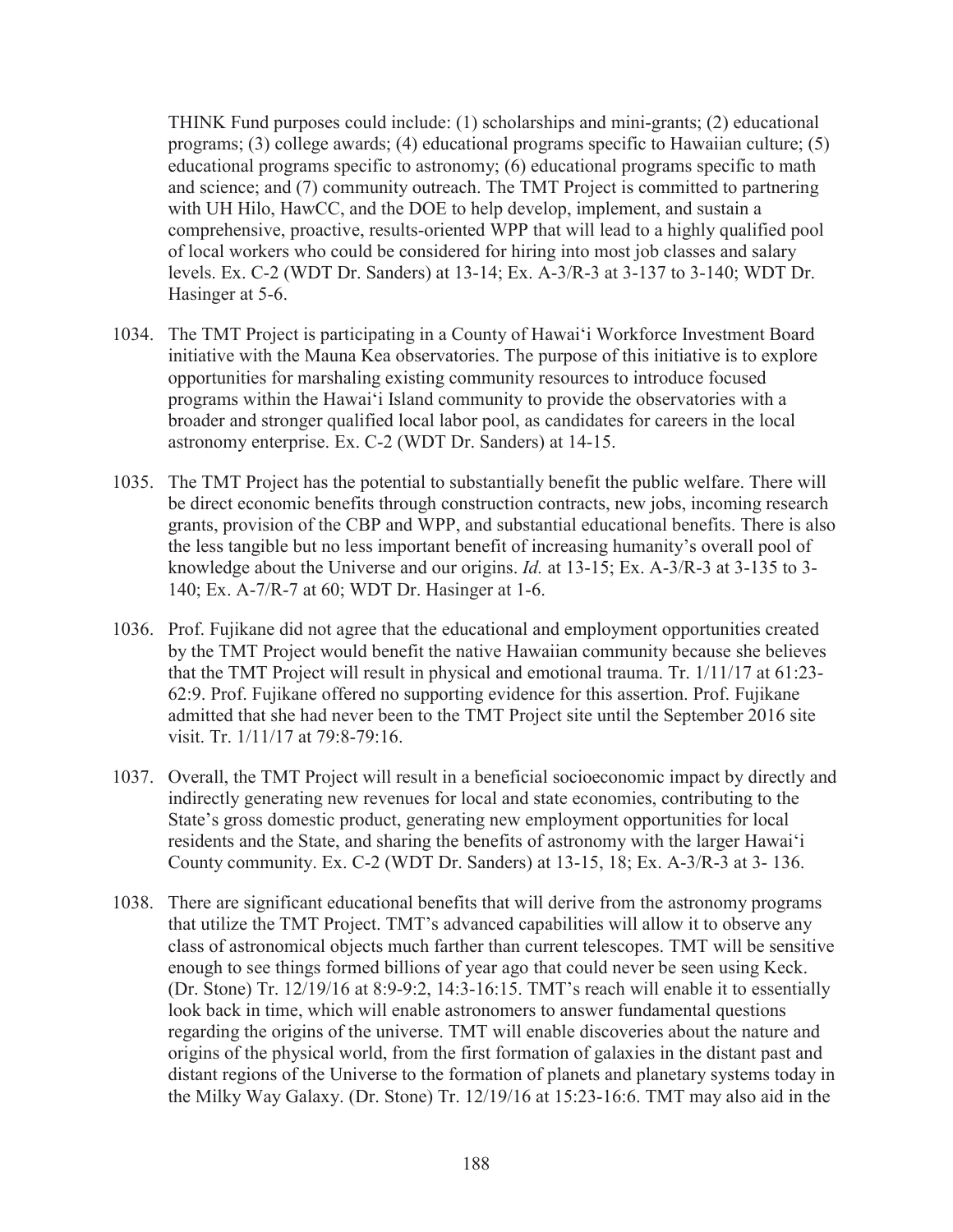THINK Fund purposes could include: (1) scholarships and mini-grants; (2) educational programs; (3) college awards; (4) educational programs specific to Hawaiian culture; (5) educational programs specific to astronomy; (6) educational programs specific to math and science; and (7) community outreach. The TMT Project is committed to partnering with UH Hilo, HawCC, and the DOE to help develop, implement, and sustain a comprehensive, proactive, results-oriented WPP that will lead to a highly qualified pool of local workers who could be considered for hiring into most job classes and salary levels. Ex. C-2 (WDT Dr. Sanders) at 13-14; Ex. A-3/R-3 at 3-137 to 3-140; WDT Dr. Hasinger at 5-6.

1034. The TMT Project is participating in a County of Hawai‘i Workforce Investment Board initiative with the Mauna Kea observatories. The purpose of this initiative is to explore opportunities for marshaling existing community resources to introduce focused programs within the Hawai‘i Island community to provide the observatories with a broader and stronger qualified local labor pool, as candidates for careers in the local astronomy enterprise. Ex. C-2 (WDT Dr. Sanders) at 14-15.

1035. The TMT Project has the potential to substantially benefit the public welfare. There will be direct economic benefits through construction contracts, new jobs, incoming research grants, provision of the CBP and WPP, and substantial educational benefits. There is also the less tangible but no less important benefit of increasing humanity's overall pool of knowledge about the Universe and our origins. *Id.* at 13-15; Ex. A-3/R-3 at 3-135 to 3-140; Ex. A-7/R-7 at 60; WDT Dr. Hasinger at 1-6.

1036. Prof. Fujikane did not agree that the educational and employment opportunities created by the TMT Project would benefit the native Hawaiian community because she believes that the TMT Project will result in physical and emotional trauma. Tr. 1/11/17 at 61:23-62:9. Prof. Fujikane offered no supporting evidence for this assertion. Prof. Fujikane admitted that she had never been to the TMT Project site until the September 2016 site visit. Tr. 1/11/17 at 79:8-79:16.

1037. Overall, the TMT Project will result in a beneficial socioeconomic impact by directly and indirectly generating new revenues for local and state economies, contributing to the State's gross domestic product, generating new employment opportunities for local residents and the State, and sharing the benefits of astronomy with the larger Hawai‘i County community. Ex. C-2 (WDT Dr. Sanders) at 13-15, 18; Ex. A-3/R-3 at 3- 136.

1038. There are significant educational benefits that will derive from the astronomy programs that utilize the TMT Project. TMT's advanced capabilities will allow it to observe any class of astronomical objects much farther than current telescopes. TMT will be sensitive enough to see things formed billions of year ago that could never be seen using Keck. (Dr. Stone) Tr. 12/19/16 at 8:9-9:2, 14:3-16:15. TMT's reach will enable it to essentially look back in time, which will enable astronomers to answer fundamental questions regarding the origins of the universe. TMT will enable discoveries about the nature and origins of the physical world, from the first formation of galaxies in the distant past and distant regions of the Universe to the formation of planets and planetary systems today in the Milky Way Galaxy. (Dr. Stone) Tr. 12/19/16 at 15:23-16:6. TMT may also aid in the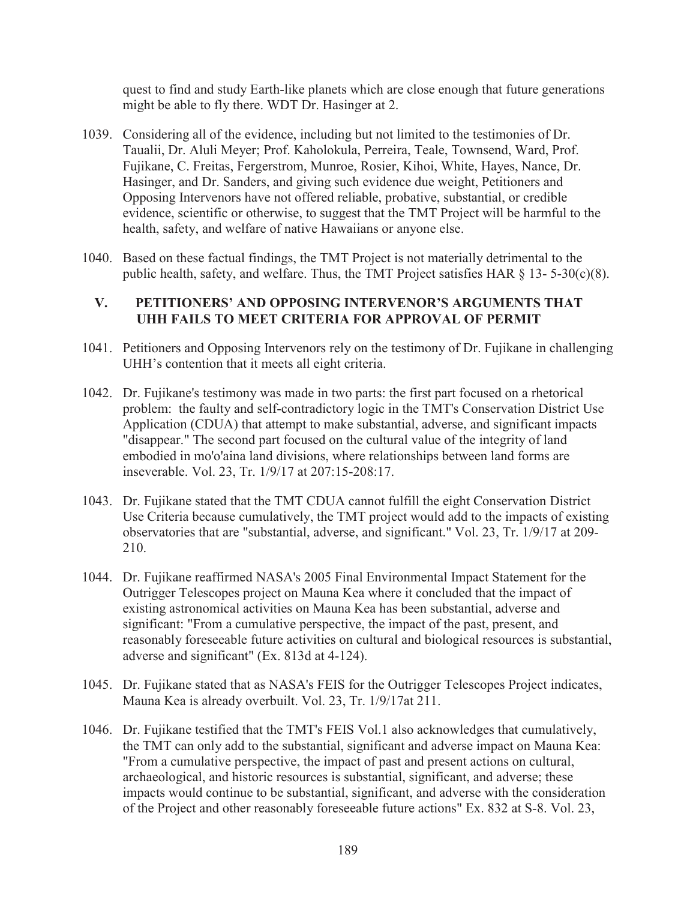quest to find and study Earth-like planets which are close enough that future generations might be able to fly there. WDT Dr. Hasinger at 2.

1039. Considering all of the evidence, including but not limited to the testimonies of Dr. Taualii, Dr. Aluli Meyer; Prof. Kaholokula, Perreira, Teale, Townsend, Ward, Prof. Fujikane, C. Freitas, Fergerstrom, Munroe, Rosier, Kihoi, White, Hayes, Nance, Dr. Hasinger, and Dr. Sanders, and giving such evidence due weight, Petitioners and Opposing Intervenors have not offered reliable, probative, substantial, or credible evidence, scientific or otherwise, to suggest that the TMT Project will be harmful to the health, safety, and welfare of native Hawaiians or anyone else.

1040. Based on these factual findings, the TMT Project is not materially detrimental to the public health, safety, and welfare. Thus, the TMT Project satisfies HAR § 13- 5-30(c)(8).

## V. PETITIONERS' AND OPPOSING INTERVENOR'S ARGUMENTS THAT UHH FAILS TO MEET CRITERIA FOR APPROVAL OF PERMIT

1041. Petitioners and Opposing Intervenors rely on the testimony of Dr. Fujikane in challenging UHH's contention that it meets all eight criteria.

1042. Dr. Fujikane's testimony was made in two parts: the first part focused on a rhetorical problem: the faulty and self-contradictory logic in the TMT's Conservation District Use Application (CDUA) that attempt to make substantial, adverse, and significant impacts "disappear." The second part focused on the cultural value of the integrity of land embodied in mo'o'aina land divisions, where relationships between land forms are inseverable. Vol. 23, Tr. 1/9/17 at 207:15-208:17.

1043. Dr. Fujikane stated that the TMT CDUA cannot fulfill the eight Conservation District Use Criteria because cumulatively, the TMT project would add to the impacts of existing observatories that are "substantial, adverse, and significant." Vol. 23, Tr. 1/9/17 at 209-210.

1044. Dr. Fujikane reaffirmed NASA's 2005 Final Environmental Impact Statement for the Outrigger Telescopes project on Mauna Kea where it concluded that the impact of existing astronomical activities on Mauna Kea has been substantial, adverse and significant: "From a cumulative perspective, the impact of the past, present, and reasonably foreseeable future activities on cultural and biological resources is substantial, adverse and significant" (Ex. 813d at 4-124).

1045. Dr. Fujikane stated that as NASA's FEIS for the Outrigger Telescopes Project indicates, Mauna Kea is already overbuilt. Vol. 23, Tr. 1/9/17at 211.

1046. Dr. Fujikane testified that the TMT's FEIS Vol.1 also acknowledges that cumulatively, the TMT can only add to the substantial, significant and adverse impact on Mauna Kea: "From a cumulative perspective, the impact of past and present actions on cultural, archaeological, and historic resources is substantial, significant, and adverse; these impacts would continue to be substantial, significant, and adverse with the consideration of the Project and other reasonably foreseeable future actions" Ex. 832 at S-8. Vol. 23,